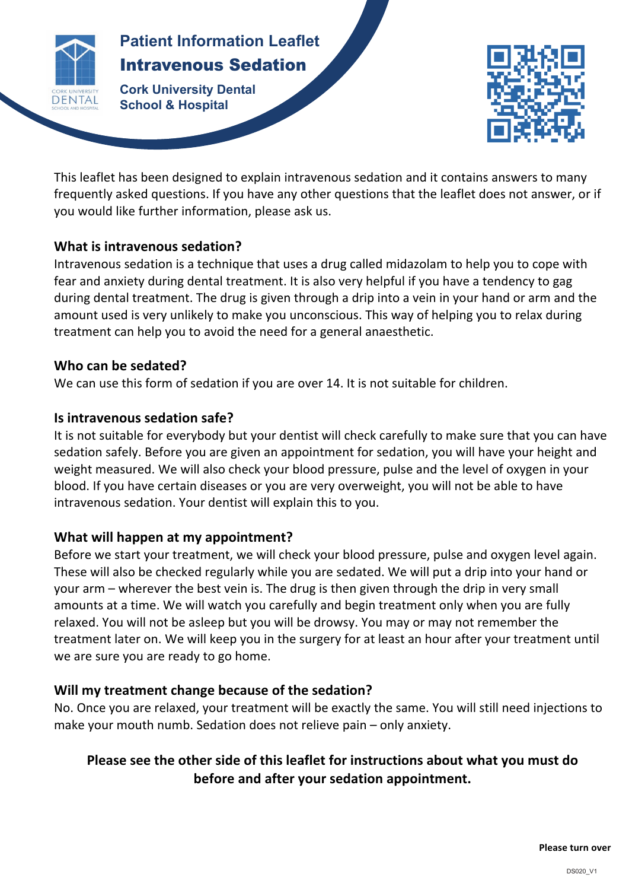# Patient Information Leaflet

# Intravenous Sedation

**Cork University Dental School & Hospital**

This leaflet has been designed to explain intravenous sedation and it contains answers to many frequently asked questions. If you have any other questions that the leaflet does not answer, or if you would like further information, please ask us.

## What is intravenous sedation?

Intravenous sedation is a technique that uses a drug called midazolam to help you to cope with fear and anxiety during dental treatment. It is also very helpful if you have a tendency to gag during dental treatment. The drug is given through a drip into a vein in your hand or arm and the amount used is very unlikely to make you unconscious. This way of helping you to relax during treatment can help you to avoid the need for a general anaesthetic.

## Who can be sedated?

We can use this form of sedation if you are over 14. It is not suitable for children.

## Is intravenous sedation safe?

It is not suitable for everybody but your dentist will check carefully to make sure that you can have sedation safely. Before you are given an appointment for sedation, you will have your height and weight measured. We will also check your blood pressure, pulse and the level of oxygen in your blood. If you have certain diseases or you are very overweight, you will not be able to have intravenous sedation. Your dentist will explain this to you.

## What will happen at my appointment?

Before we start your treatment, we will check your blood pressure, pulse and oxygen level again. These will also be checked regularly while you are sedated. We will put a drip into your hand or your arm – wherever the best vein is. The drug is then given through the drip in very small amounts at a time. We will watch you carefully and begin treatment only when you are fully relaxed. You will not be asleep but you will be drowsy. You may or may not remember the treatment later on. We will keep you in the surgery for at least an hour after your treatment until we are sure you are ready to go home.

## Will my treatment change because of the sedation?

No. Once you are relaxed, your treatment will be exactly the same. You will still need injections to make your mouth numb. Sedation does not relieve pain – only anxiety.

**Please see the other side of this leaflet for instructions about what you must do before and after your sedation appointment.**

**Please turn over**

DS020_V1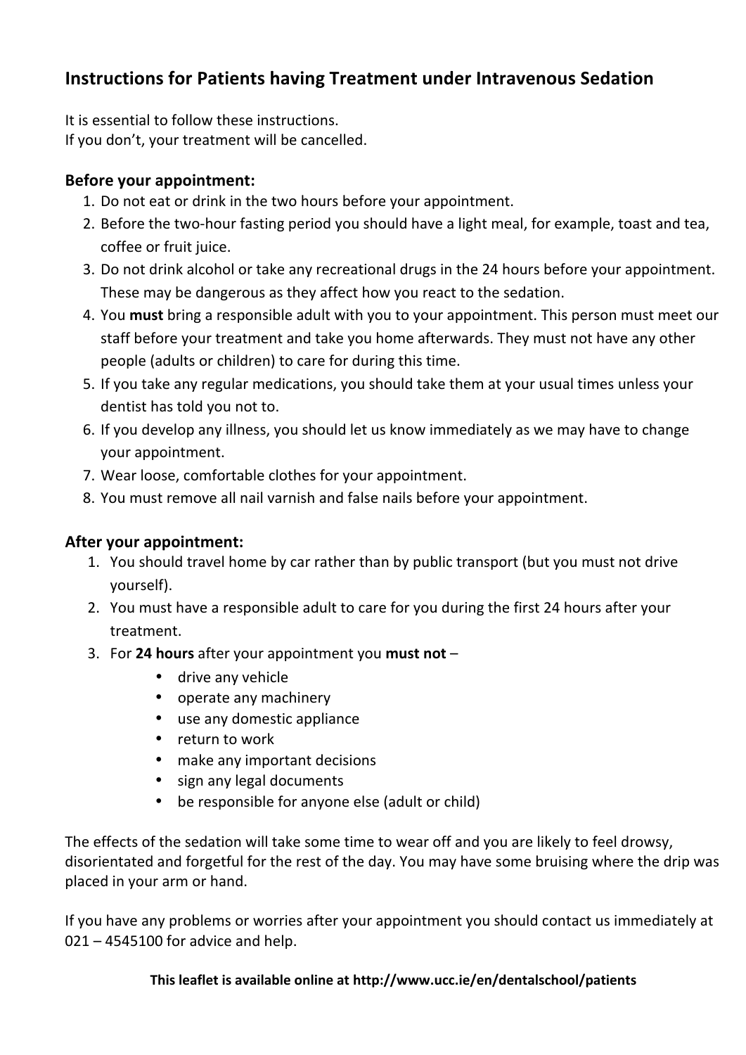## Instructions for Patients having Treatment under Intravenous Sedation

It is essential to follow these instructions.
If you don't, your treatment will be cancelled.

### Before your appointment:

1. Do not eat or drink in the two hours before your appointment.
2. Before the two-hour fasting period you should have a light meal, for example, toast and tea, coffee or fruit juice.
3. Do not drink alcohol or take any recreational drugs in the 24 hours before your appointment. These may be dangerous as they affect how you react to the sedation.
4. You **must** bring a responsible adult with you to your appointment. This person must meet our staff before your treatment and take you home afterwards. They must not have any other people (adults or children) to care for during this time.
5. If you take any regular medications, you should take them at your usual times unless your dentist has told you not to.
6. If you develop any illness, you should let us know immediately as we may have to change your appointment.
7. Wear loose, comfortable clothes for your appointment.
8. You must remove all nail varnish and false nails before your appointment.

### After your appointment:

1. You should travel home by car rather than by public transport (but you must not drive yourself).
2. You must have a responsible adult to care for you during the first 24 hours after your treatment.
3. For **24 hours** after your appointment you **must not** –
   - drive any vehicle
   - operate any machinery
   - use any domestic appliance
   - return to work
   - make any important decisions
   - sign any legal documents
   - be responsible for anyone else (adult or child)

The effects of the sedation will take some time to wear off and you are likely to feel drowsy, disorientated and forgetful for the rest of the day. You may have some bruising where the drip was placed in your arm or hand.

If you have any problems or worries after your appointment you should contact us immediately at 021 – 4545100 for advice and help.

**This leaflet is available online at http://www.ucc.ie/en/dentalschool/patients**